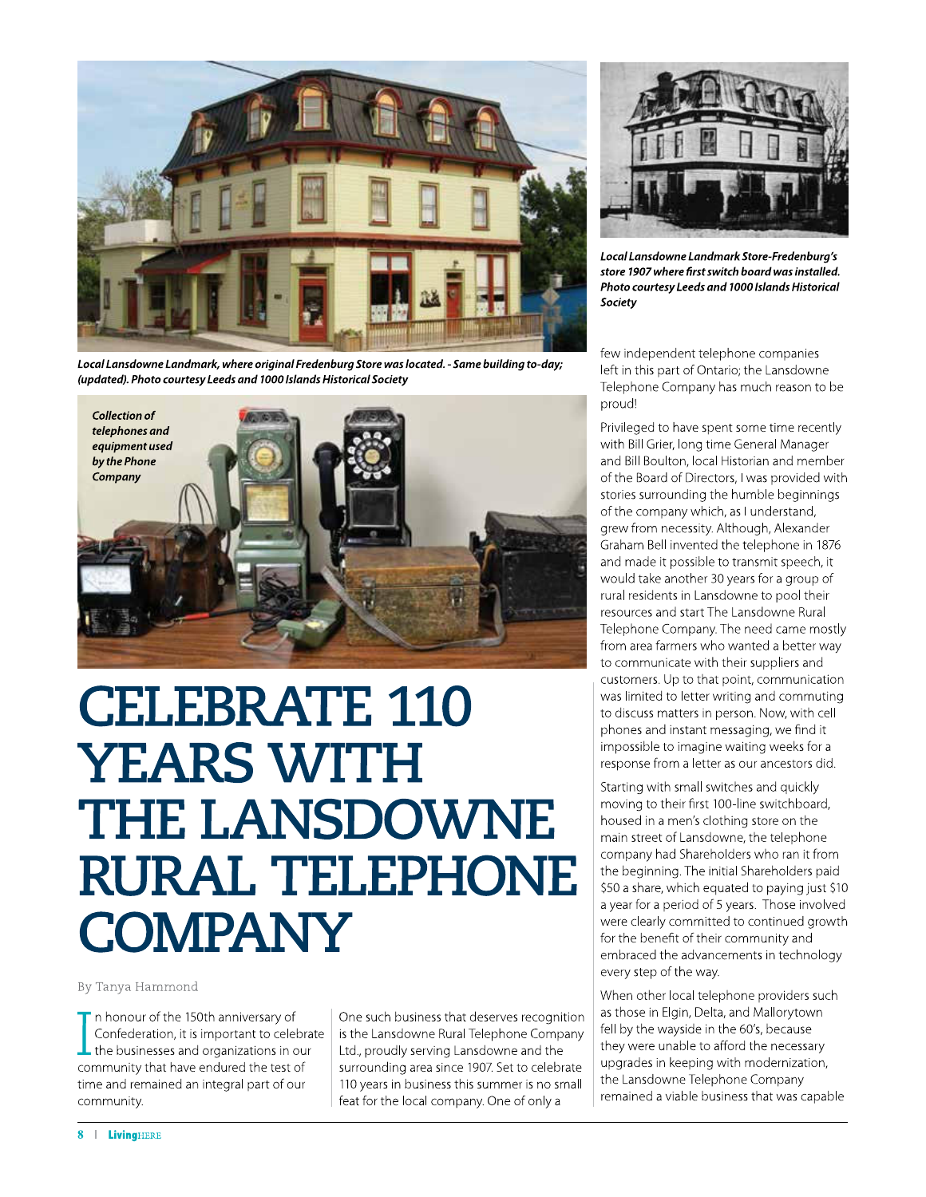*Local Lansdowne Landmark, where original Fredenburg Store was located. - Same building to-day; (updated). Photo courtesy Leeds and 1000 Islands Historical Society*

*Local Lansdowne Landmark Store-Fredenburg's store 1907 where first switch board was installed. Photo courtesy Leeds and 1000 Islands Historical Society*

*Collection of telephones and equipment used by the Phone Company*

# CELEBRATE 110 YEARS WITH THE LANSDOWNE RURAL TELEPHONE COMPANY

By Tanya Hammond

In honour of the 150th anniversary of Confederation, it is important to celebrate the businesses and organizations in our community that have endured the test of time and remained an integral part of our community.

One such business that deserves recognition is the Lansdowne Rural Telephone Company Ltd., proudly serving Lansdowne and the surrounding area since 1907. Set to celebrate 110 years in business this summer is no small feat for the local company. One of only a few independent telephone companies left in this part of Ontario; the Lansdowne Telephone Company has much reason to be proud!

Privileged to have spent some time recently with Bill Grier, long time General Manager and Bill Boulton, local Historian and member of the Board of Directors, I was provided with stories surrounding the humble beginnings of the company which, as I understand, grew from necessity. Although, Alexander Graham Bell invented the telephone in 1876 and made it possible to transmit speech, it would take another 30 years for a group of rural residents in Lansdowne to pool their resources and start The Lansdowne Rural Telephone Company. The need came mostly from area farmers who wanted a better way to communicate with their suppliers and customers. Up to that point, communication was limited to letter writing and commuting to discuss matters in person. Now, with cell phones and instant messaging, we find it impossible to imagine waiting weeks for a response from a letter as our ancestors did.

Starting with small switches and quickly moving to their first 100-line switchboard, housed in a men's clothing store on the main street of Lansdowne, the telephone company had Shareholders who ran it from the beginning. The initial Shareholders paid $50 a share, which equated to paying just $10 a year for a period of 5 years. Those involved were clearly committed to continued growth for the benefit of their community and embraced the advancements in technology every step of the way.

When other local telephone providers such as those in Elgin, Delta, and Mallorytown fell by the wayside in the 60's, because they were unable to afford the necessary upgrades in keeping with modernization, the Lansdowne Telephone Company remained a viable business that was capable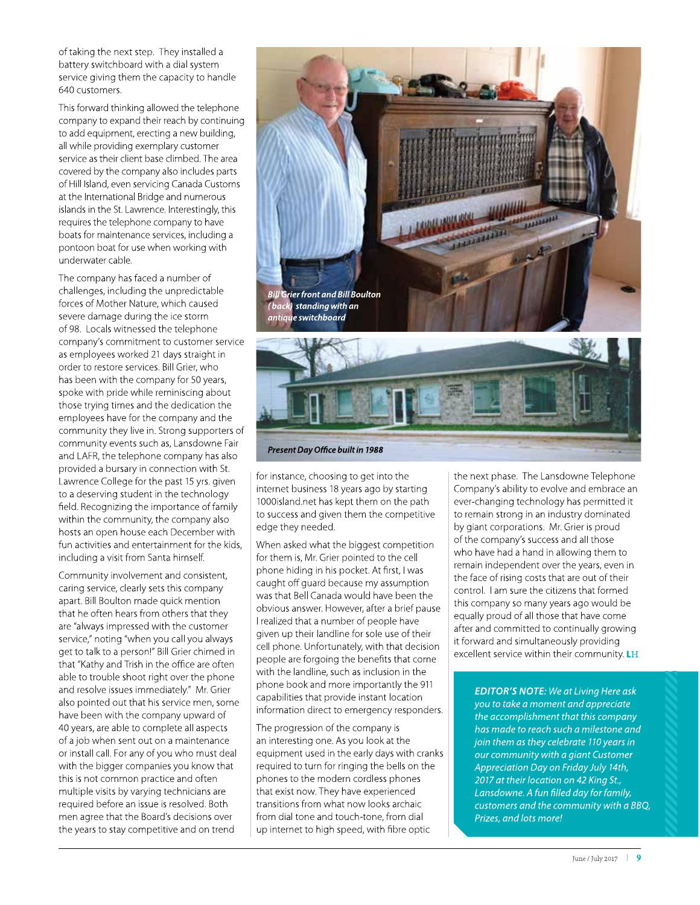of taking the next step. They installed a battery switchboard with a dial system service giving them the capacity to handle 640 customers.

This forward thinking allowed the telephone company to expand their reach by continuing to add equipment, erecting a new building, all while providing exemplary customer service as their client base climbed. The area covered by the company also includes parts of Hill Island, even servicing Canada Customs at the International Bridge and numerous islands in the St. Lawrence. Interestingly, this requires the telephone company to have boats for maintenance services, including a pontoon boat for use when working with underwater cable.

The company has faced a number of challenges, including the unpredictable forces of Mother Nature, which caused severe damage during the ice storm of 98. Locals witnessed the telephone company's commitment to customer service as employees worked 21 days straight in order to restore services. Bill Grier, who has been with the company for 50 years, spoke with pride while reminiscing about those trying times and the dedication the employees have for the company and the community they live in. Strong supporters of community events such as, Lansdowne Fair and LAFR, the telephone company has also provided a bursary in connection with St. Lawrence College for the past 15 yrs. given to a deserving student in the technology field. Recognizing the importance of family within the community, the company also hosts an open house each December with fun activities and entertainment for the kids, including a visit from Santa himself.

Community involvement and consistent, caring service, clearly sets this company apart. Bill Boulton made quick mention that he often hears from others that they are "always impressed with the customer service," noting "when you call you always get to talk to a person!" Bill Grier chimed in that "Kathy and Trish in the office are often able to trouble shoot right over the phone and resolve issues immediately." Mr. Grier also pointed out that his service men, some have been with the company upward of 40 years, are able to complete all aspects of a job when sent out on a maintenance or install call. For any of you who must deal with the bigger companies you know that this is not common practice and often multiple visits by varying technicians are required before an issue is resolved. Both men agree that the Board's decisions over the years to stay competitive and on trend

*Bill Grier front and Bill Boulton (back) standing with an antique switchboard*

*Present Day Office built in 1988*

for instance, choosing to get into the internet business 18 years ago by starting 1000island.net has kept them on the path to success and given them the competitive edge they needed.

When asked what the biggest competition for them is, Mr. Grier pointed to the cell phone hiding in his pocket. At first, I was caught off guard because my assumption was that Bell Canada would have been the obvious answer. However, after a brief pause I realized that a number of people have given up their landline for sole use of their cell phone. Unfortunately, with that decision people are forgoing the benefits that come with the landline, such as inclusion in the phone book and more importantly the 911 capabilities that provide instant location information direct to emergency responders.

The progression of the company is an interesting one. As you look at the equipment used in the early days with cranks required to turn for ringing the bells on the phones to the modern cordless phones that exist now. They have experienced transitions from what now looks archaic from dial tone and touch-tone, from dial up internet to high speed, with fibre optic the next phase. The Lansdowne Telephone Company's ability to evolve and embrace an ever-changing technology has permitted it to remain strong in an industry dominated by giant corporations. Mr. Grier is proud of the company's success and all those who have had a hand in allowing them to remain independent over the years, even in the face of rising costs that are out of their control. I am sure the citizens that formed this company so many years ago would be equally proud of all those that have come after and committed to continually growing it forward and simultaneously providing excellent service within their community. LH

***EDITOR'S NOTE:** We at Living Here ask you to take a moment and appreciate the accomplishment that this company has made to reach such a milestone and join them as they celebrate 110 years in our community with a giant Customer Appreciation Day on Friday July 14th, 2017 at their location on 42 King St., Lansdowne. A fun filled day for family, customers and the community with a BBQ, Prizes, and lots more!*